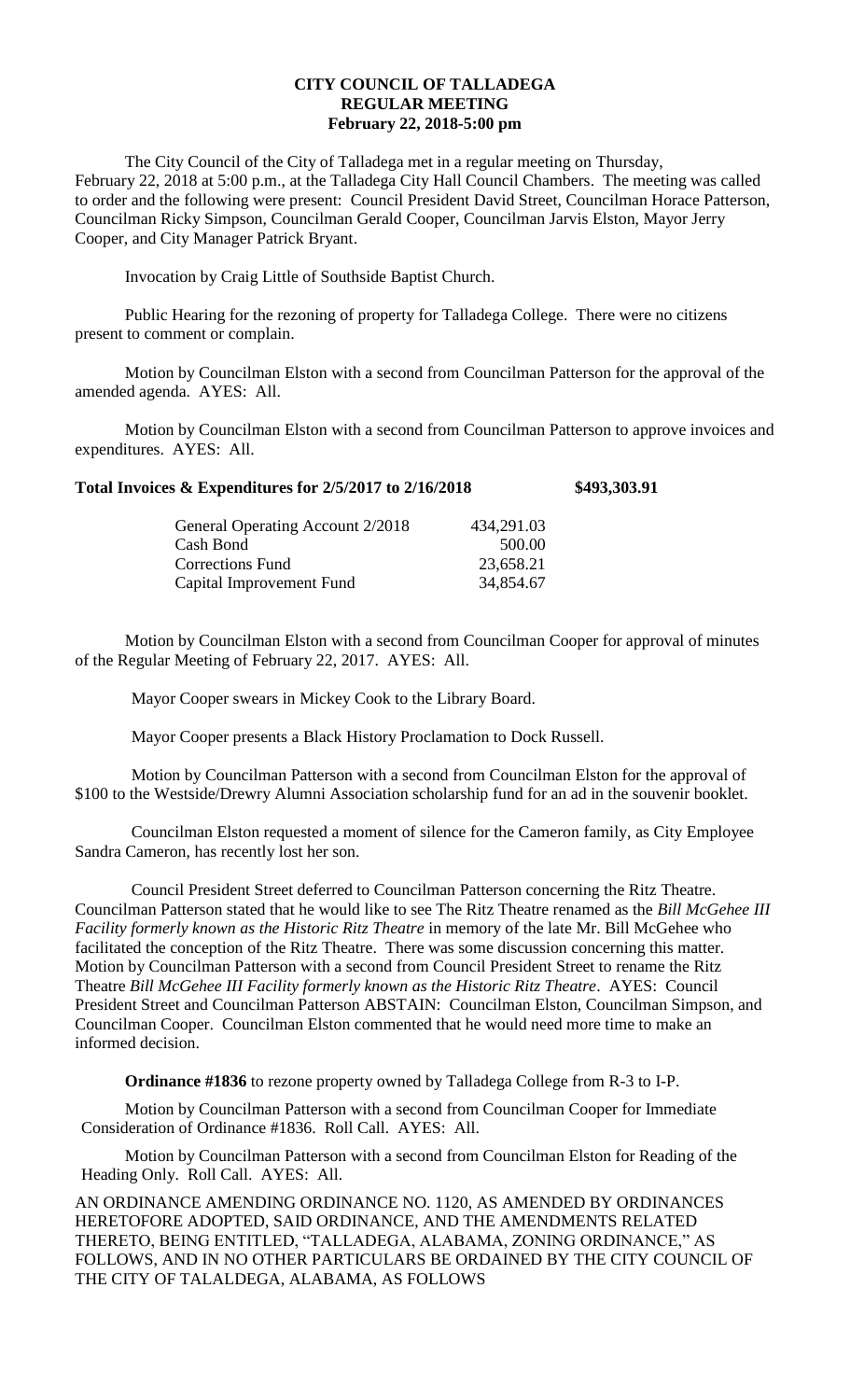# CITY COUNCIL OF TALLADEGA
## REGULAR MEETING
### February 22, 2018-5:00 pm

The City Council of the City of Talladega met in a regular meeting on Thursday, February 22, 2018 at 5:00 p.m., at the Talladega City Hall Council Chambers. The meeting was called to order and the following were present: Council President David Street, Councilman Horace Patterson, Councilman Ricky Simpson, Councilman Gerald Cooper, Councilman Jarvis Elston, Mayor Jerry Cooper, and City Manager Patrick Bryant.

Invocation by Craig Little of Southside Baptist Church.

Public Hearing for the rezoning of property for Talladega College. There were no citizens present to comment or complain.

Motion by Councilman Elston with a second from Councilman Patterson for the approval of the amended agenda. AYES: All.

Motion by Councilman Elston with a second from Councilman Patterson to approve invoices and expenditures. AYES: All.

**Total Invoices & Expenditures for 2/5/2017 to 2/16/2018 $493,303.91**

| | |
|---|---|
| General Operating Account 2/2018 | 434,291.03 |
| Cash Bond | 500.00 |
| Corrections Fund | 23,658.21 |
| Capital Improvement Fund | 34,854.67 |

Motion by Councilman Elston with a second from Councilman Cooper for approval of minutes of the Regular Meeting of February 22, 2017. AYES: All.

Mayor Cooper swears in Mickey Cook to the Library Board.

Mayor Cooper presents a Black History Proclamation to Dock Russell.

Motion by Councilman Patterson with a second from Councilman Elston for the approval of $100 to the Westside/Drewry Alumni Association scholarship fund for an ad in the souvenir booklet.

Councilman Elston requested a moment of silence for the Cameron family, as City Employee Sandra Cameron, has recently lost her son.

Council President Street deferred to Councilman Patterson concerning the Ritz Theatre. Councilman Patterson stated that he would like to see The Ritz Theatre renamed as the *Bill McGehee III Facility formerly known as the Historic Ritz Theatre* in memory of the late Mr. Bill McGehee who facilitated the conception of the Ritz Theatre. There was some discussion concerning this matter. Motion by Councilman Patterson with a second from Council President Street to rename the Ritz Theatre *Bill McGehee III Facility formerly known as the Historic Ritz Theatre*. AYES: Council President Street and Councilman Patterson ABSTAIN: Councilman Elston, Councilman Simpson, and Councilman Cooper. Councilman Elston commented that he would need more time to make an informed decision.

**Ordinance #1836** to rezone property owned by Talladega College from R-3 to I-P.

Motion by Councilman Patterson with a second from Councilman Cooper for Immediate Consideration of Ordinance #1836. Roll Call. AYES: All.

Motion by Councilman Patterson with a second from Councilman Elston for Reading of the Heading Only. Roll Call. AYES: All.

AN ORDINANCE AMENDING ORDINANCE NO. 1120, AS AMENDED BY ORDINANCES HERETOFORE ADOPTED, SAID ORDINANCE, AND THE AMENDMENTS RELATED THERETO, BEING ENTITLED, "TALLADEGA, ALABAMA, ZONING ORDINANCE," AS FOLLOWS, AND IN NO OTHER PARTICULARS BE ORDAINED BY THE CITY COUNCIL OF THE CITY OF TALALDEGA, ALABAMA, AS FOLLOWS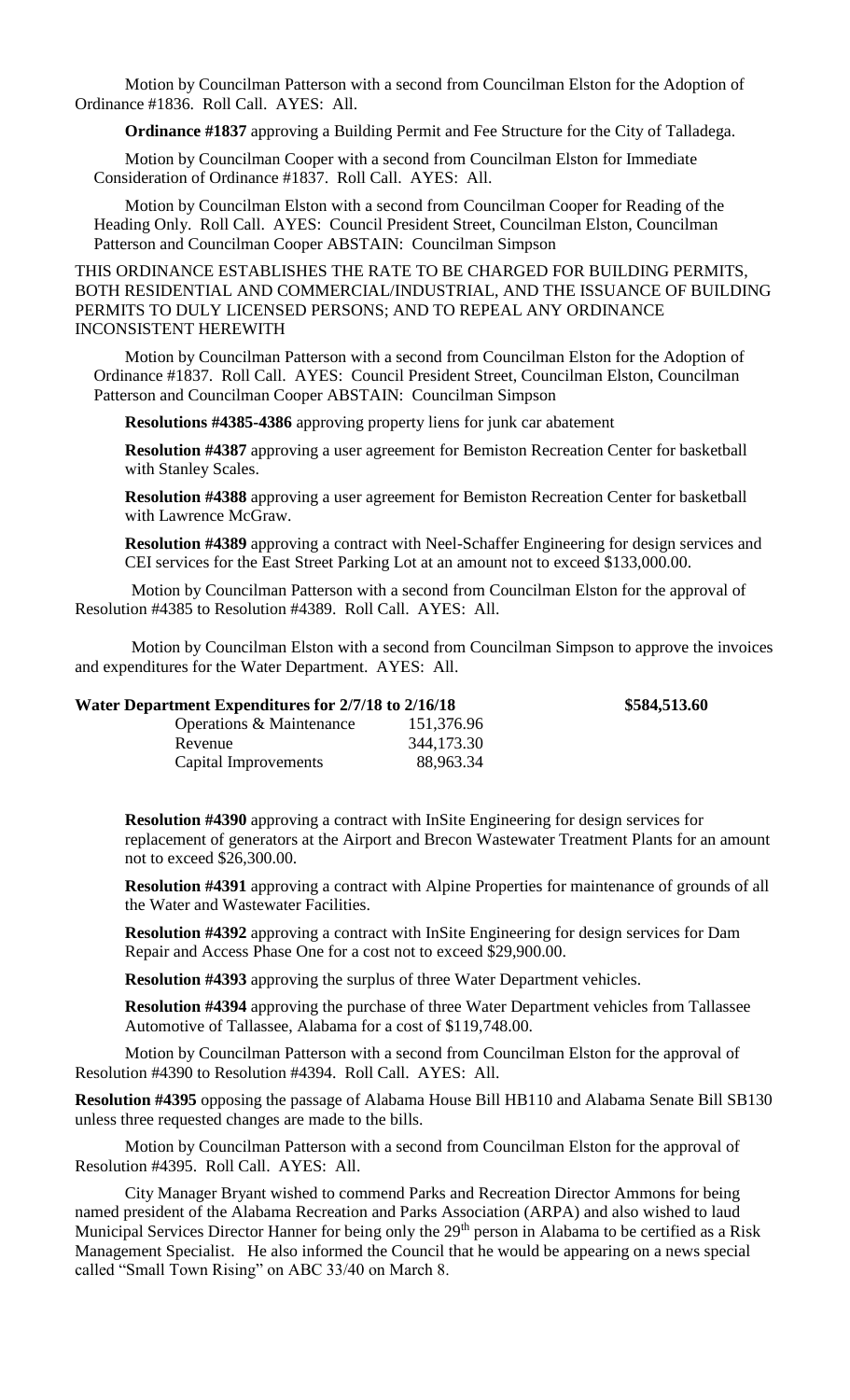Motion by Councilman Patterson with a second from Councilman Elston for the Adoption of Ordinance #1836. Roll Call. AYES: All.

**Ordinance #1837** approving a Building Permit and Fee Structure for the City of Talladega.

Motion by Councilman Cooper with a second from Councilman Elston for Immediate Consideration of Ordinance #1837. Roll Call. AYES: All.

Motion by Councilman Elston with a second from Councilman Cooper for Reading of the Heading Only. Roll Call. AYES: Council President Street, Councilman Elston, Councilman Patterson and Councilman Cooper ABSTAIN: Councilman Simpson

THIS ORDINANCE ESTABLISHES THE RATE TO BE CHARGED FOR BUILDING PERMITS, BOTH RESIDENTIAL AND COMMERCIAL/INDUSTRIAL, AND THE ISSUANCE OF BUILDING PERMITS TO DULY LICENSED PERSONS; AND TO REPEAL ANY ORDINANCE INCONSISTENT HEREWITH

Motion by Councilman Patterson with a second from Councilman Elston for the Adoption of Ordinance #1837. Roll Call. AYES: Council President Street, Councilman Elston, Councilman Patterson and Councilman Cooper ABSTAIN: Councilman Simpson

**Resolutions #4385-4386** approving property liens for junk car abatement

**Resolution #4387** approving a user agreement for Bemiston Recreation Center for basketball with Stanley Scales.

**Resolution #4388** approving a user agreement for Bemiston Recreation Center for basketball with Lawrence McGraw.

**Resolution #4389** approving a contract with Neel-Schaffer Engineering for design services and CEI services for the East Street Parking Lot at an amount not to exceed $133,000.00.

Motion by Councilman Patterson with a second from Councilman Elston for the approval of Resolution #4385 to Resolution #4389. Roll Call. AYES: All.

Motion by Councilman Elston with a second from Councilman Simpson to approve the invoices and expenditures for the Water Department. AYES: All.

| **Water Department Expenditures for 2/7/18 to 2/16/18** | | **$584,513.60** |
|---|---|---|
| Operations & Maintenance | 151,376.96 | |
| Revenue | 344,173.30 | |
| Capital Improvements | 88,963.34 | |

**Resolution #4390** approving a contract with InSite Engineering for design services for replacement of generators at the Airport and Brecon Wastewater Treatment Plants for an amount not to exceed $26,300.00.

**Resolution #4391** approving a contract with Alpine Properties for maintenance of grounds of all the Water and Wastewater Facilities.

**Resolution #4392** approving a contract with InSite Engineering for design services for Dam Repair and Access Phase One for a cost not to exceed $29,900.00.

**Resolution #4393** approving the surplus of three Water Department vehicles.

**Resolution #4394** approving the purchase of three Water Department vehicles from Tallassee Automotive of Tallassee, Alabama for a cost of $119,748.00.

Motion by Councilman Patterson with a second from Councilman Elston for the approval of Resolution #4390 to Resolution #4394. Roll Call. AYES: All.

**Resolution #4395** opposing the passage of Alabama House Bill HB110 and Alabama Senate Bill SB130 unless three requested changes are made to the bills.

Motion by Councilman Patterson with a second from Councilman Elston for the approval of Resolution #4395. Roll Call. AYES: All.

City Manager Bryant wished to commend Parks and Recreation Director Ammons for being named president of the Alabama Recreation and Parks Association (ARPA) and also wished to laud Municipal Services Director Hanner for being only the 29th person in Alabama to be certified as a Risk Management Specialist. He also informed the Council that he would be appearing on a news special called "Small Town Rising" on ABC 33/40 on March 8.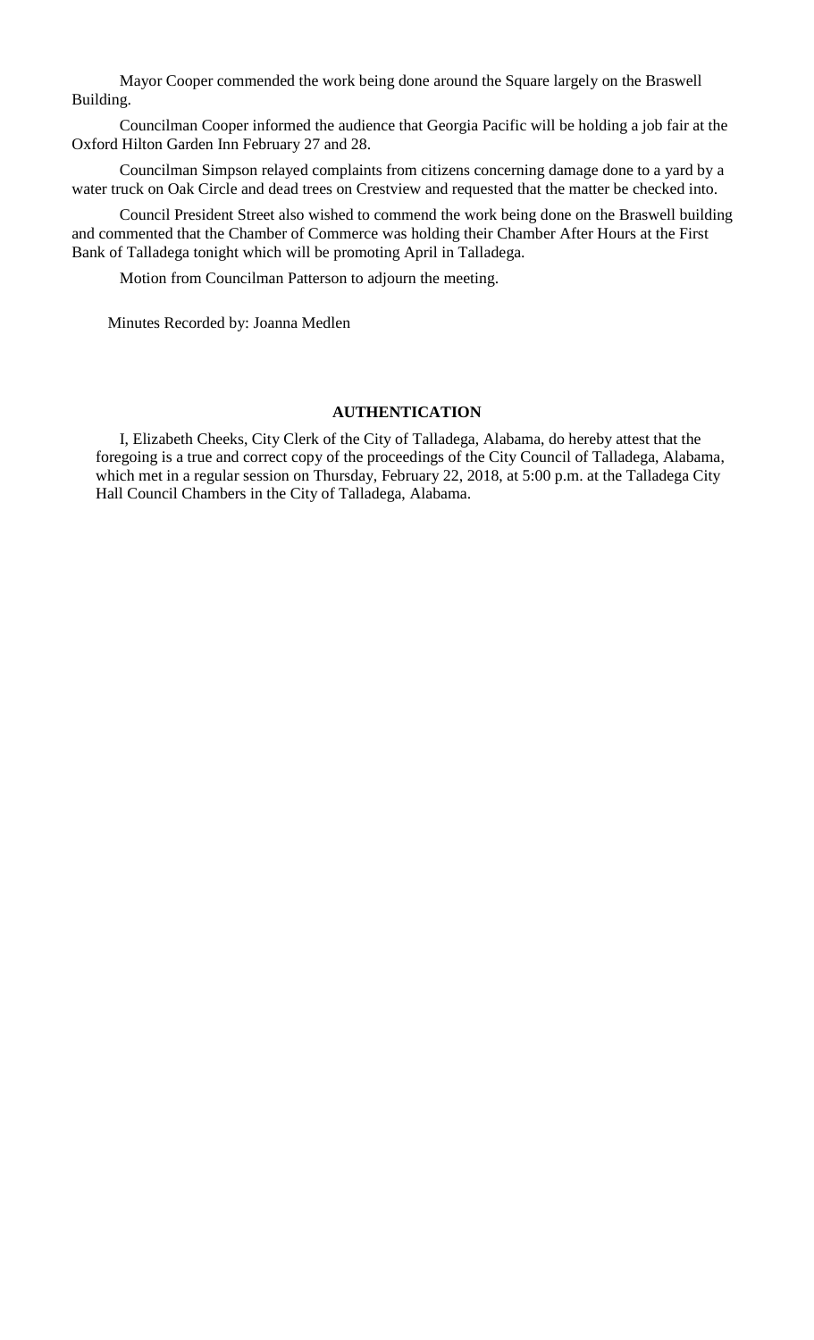Mayor Cooper commended the work being done around the Square largely on the Braswell Building.

Councilman Cooper informed the audience that Georgia Pacific will be holding a job fair at the Oxford Hilton Garden Inn February 27 and 28.

Councilman Simpson relayed complaints from citizens concerning damage done to a yard by a water truck on Oak Circle and dead trees on Crestview and requested that the matter be checked into.

Council President Street also wished to commend the work being done on the Braswell building and commented that the Chamber of Commerce was holding their Chamber After Hours at the First Bank of Talladega tonight which will be promoting April in Talladega.

Motion from Councilman Patterson to adjourn the meeting.

Minutes Recorded by: Joanna Medlen

**AUTHENTICATION**

I, Elizabeth Cheeks, City Clerk of the City of Talladega, Alabama, do hereby attest that the foregoing is a true and correct copy of the proceedings of the City Council of Talladega, Alabama, which met in a regular session on Thursday, February 22, 2018, at 5:00 p.m. at the Talladega City Hall Council Chambers in the City of Talladega, Alabama.